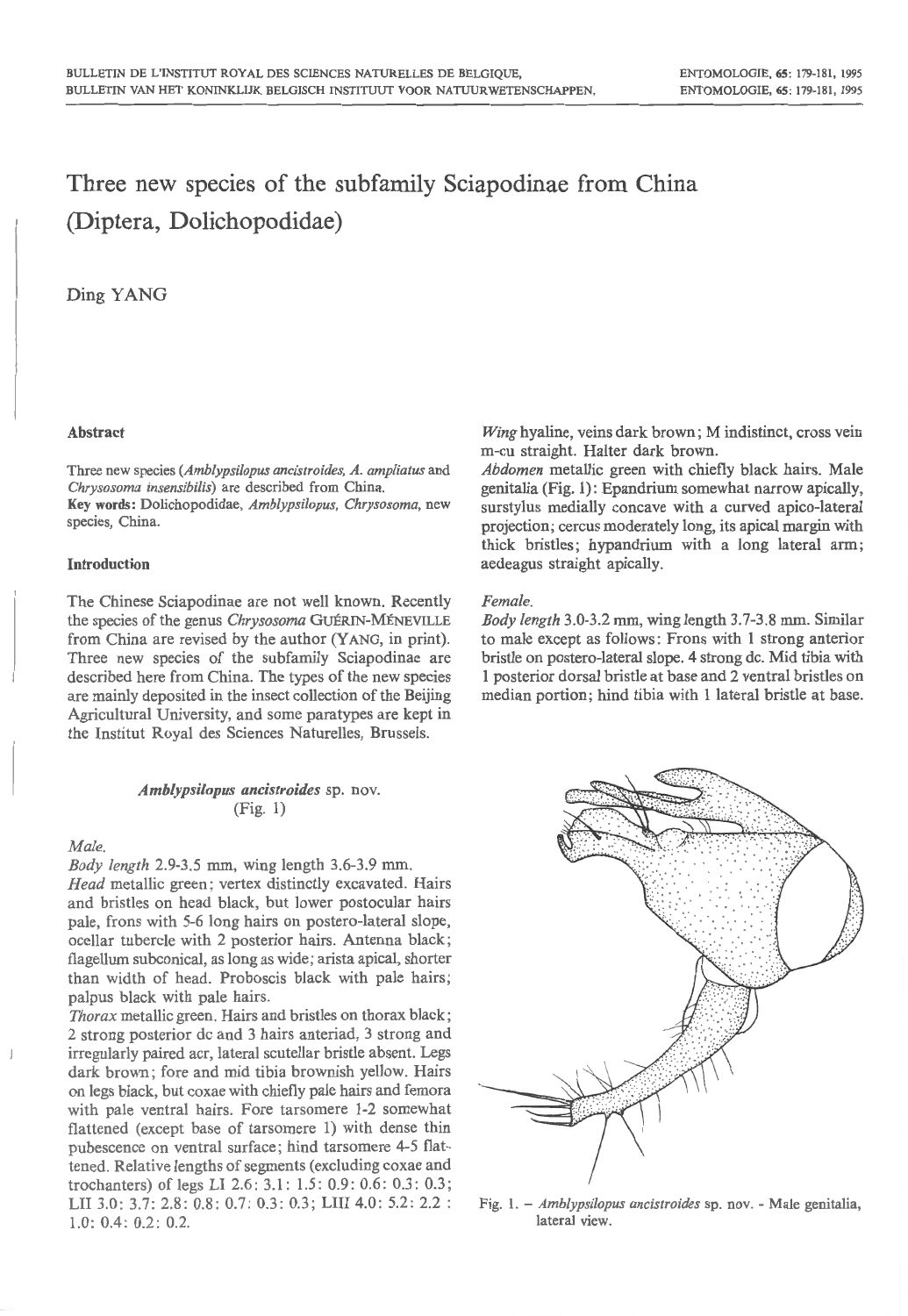// Three new species of the subfamily Sciapodinae from China (Diptera, Dolichopodidae)

Ding YANG

## Abstract

Three new species (*Amblypsilopus ancistroides*, *A. ampliatus* and *Chrysosoma insensibilis*) are described from China.

**Key words:** Dolichopodidae, *Amblypsilopus*, *Chrysosoma*, new species, China.

## Introduction

The Chinese Sciapodinae are not well known. Recently the species of the genus *Chrysosoma* GUÉRIN-MÉNEVILLE from China are revised by the author (YANG, in print). Three new species of the subfamily Sciapodinae are described here from China. The types of the new species are mainly deposited in the insect collection of the Beijing Agricultural University, and some paratypes are kept in the Institut Royal des Sciences Naturelles, Brussels.

### *Amblypsilopus ancistroides* sp. nov. (Fig. 1)

*Male.*

*Body length* 2.9-3.5 mm, wing length 3.6-3.9 mm.

*Head* metallic green; vertex distinctly excavated. Hairs and bristles on head black, but lower postocular hairs pale, frons with 5-6 long hairs on postero-lateral slope, ocellar tubercle with 2 posterior hairs. Antenna black; flagellum subconical, as long as wide; arista apical, shorter than width of head. Proboscis black with pale hairs; palpus black with pale hairs.

*Thorax* metallic green. Hairs and bristles on thorax black; 2 strong posterior dc and 3 hairs anteriad, 3 strong and irregularly paired acr, lateral scutellar bristle absent. Legs dark brown; fore and mid tibia brownish yellow. Hairs on legs black, but coxae with chiefly pale hairs and femora with pale ventral hairs. Fore tarsomere 1-2 somewhat flattened (except base of tarsomere 1) with dense thin pubescence on ventral surface; hind tarsomere 4-5 flattened. Relative lengths of segments (excluding coxae and trochanters) of legs LI 2.6: 3.1: 1.5: 0.9: 0.6: 0.3: 0.3; LII 3.0: 3.7: 2.8: 0.8: 0.7: 0.3: 0.3; LIII 4.0: 5.2: 2.2 : 1.0: 0.4: 0.2: 0.2.

*Wing* hyaline, veins dark brown; M indistinct, cross vein m-cu straight. Halter dark brown.

*Abdomen* metallic green with chiefly black hairs. Male genitalia (Fig. 1): Epandrium somewhat narrow apically, surstylus medially concave with a curved apico-lateral projection; cercus moderately long, its apical margin with thick bristles; hypandrium with a long lateral arm; aedeagus straight apically.

*Female.*

*Body length* 3.0-3.2 mm, wing length 3.7-3.8 mm. Similar to male except as follows: Frons with 1 strong anterior bristle on postero-lateral slope. 4 strong dc. Mid tibia with 1 posterior dorsal bristle at base and 2 ventral bristles on median portion; hind tibia with 1 lateral bristle at base.

Fig. 1. – *Amblypsilopus ancistroides* sp. nov. - Male genitalia, lateral view.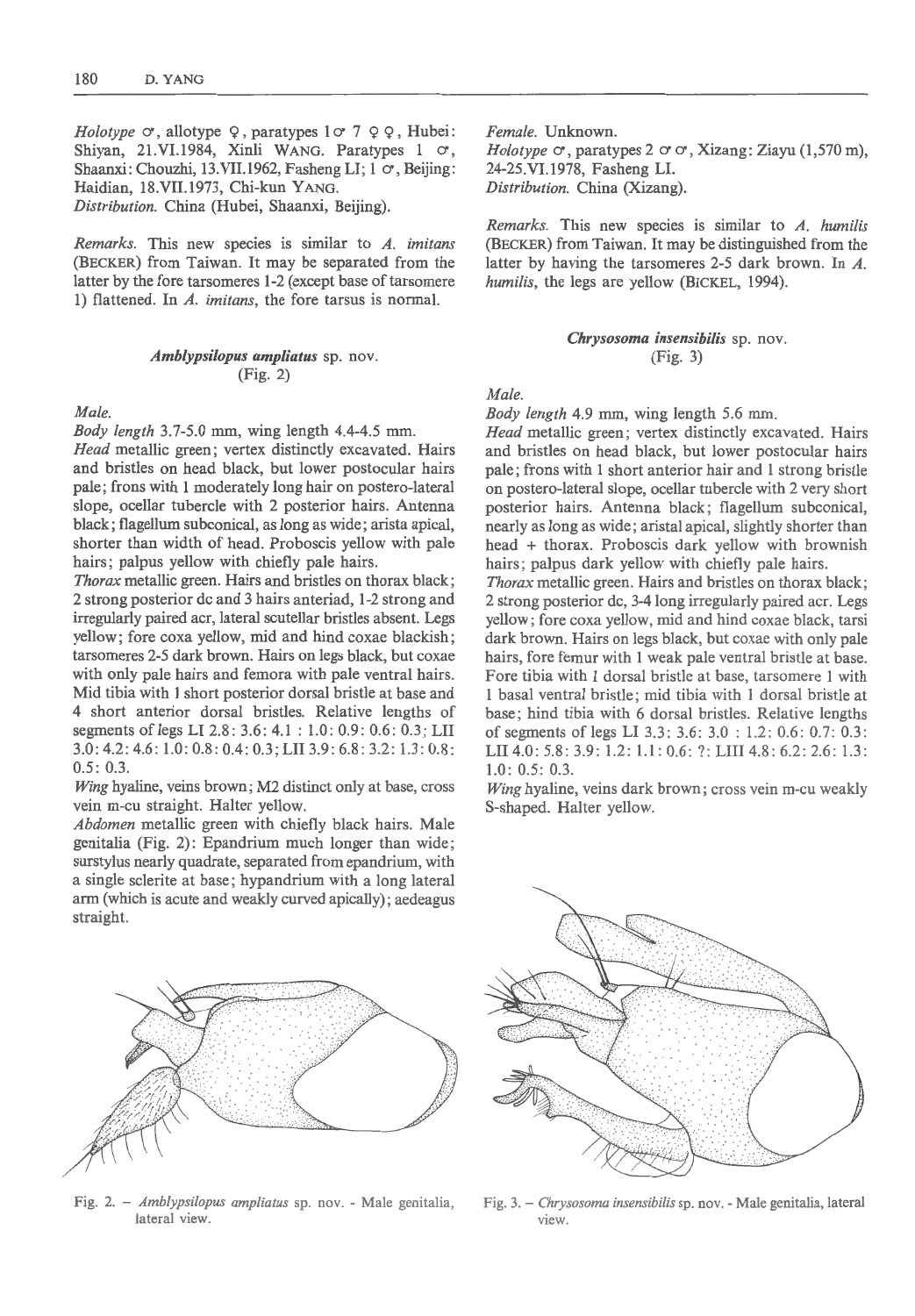*Holotype* ♂, allotype ♀, paratypes 1♂ 7 ♀♀, Hubei: Shiyan, 21.VI.1984, Xinli WANG. Paratypes 1 ♂, Shaanxi: Chouzhi, 13.VII.1962, Fasheng LI; 1 ♂, Beijing: Haidian, 18.VII.1973, Chi-kun YANG.
*Distribution.* China (Hubei, Shaanxi, Beijing).

*Remarks.* This new species is similar to *A. imitans* (BECKER) from Taiwan. It may be separated from the latter by the fore tarsomeres 1-2 (except base of tarsomere 1) flattened. In *A. imitans*, the fore tarsus is normal.

### *Amblypsilopus ampliatus* sp. nov.
(Fig. 2)

*Male.*

*Body length* 3.7-5.0 mm, wing length 4.4-4.5 mm.
*Head* metallic green; vertex distinctly excavated. Hairs and bristles on head black, but lower postocular hairs pale; frons with 1 moderately long hair on postero-lateral slope, ocellar tubercle with 2 posterior hairs. Antenna black; flagellum subconical, as long as wide; arista apical, shorter than width of head. Proboscis yellow with pale hairs; palpus yellow with chiefly pale hairs.
*Thorax* metallic green. Hairs and bristles on thorax black; 2 strong posterior dc and 3 hairs anteriad, 1-2 strong and irregularly paired acr, lateral scutellar bristles absent. Legs yellow; fore coxa yellow, mid and hind coxae blackish; tarsomeres 2-5 dark brown. Hairs on legs black, but coxae with only pale hairs and femora with pale ventral hairs. Mid tibia with 1 short posterior dorsal bristle at base and 4 short anterior dorsal bristles. Relative lengths of segments of legs LI 2.8: 3.6: 4.1 : 1.0: 0.9: 0.6: 0.3; LII 3.0: 4.2: 4.6: 1.0: 0.8: 0.4: 0.3; LIII 3.9: 6.8: 3.2: 1.3: 0.8: 0.5: 0.3.
*Wing* hyaline, veins brown; M2 distinct only at base, cross vein m-cu straight. Halter yellow.
*Abdomen* metallic green with chiefly black hairs. Male genitalia (Fig. 2): Epandrium much longer than wide; surstylus nearly quadrate, separated from epandrium, with a single sclerite at base; hypandrium with a long lateral arm (which is acute and weakly curved apically); aedeagus straight.

Fig. 2. – *Amblypsilopus ampliatus* sp. nov. - Male genitalia, lateral view.

*Female.* Unknown.
*Holotype* ♂, paratypes 2 ♂♂, Xizang: Ziayu (1,570 m), 24-25.VI.1978, Fasheng LI.
*Distribution.* China (Xizang).

*Remarks.* This new species is similar to *A. humilis* (BECKER) from Taiwan. It may be distinguished from the latter by having the tarsomeres 2-5 dark brown. In *A. humilis*, the legs are yellow (BICKEL, 1994).

### *Chrysosoma insensibilis* sp. nov.
(Fig. 3)

*Male.*

*Body length* 4.9 mm, wing length 5.6 mm.
*Head* metallic green; vertex distinctly excavated. Hairs and bristles on head black, but lower postocular hairs pale; frons with 1 short anterior hair and 1 strong bristle on postero-lateral slope, ocellar tubercle with 2 very short posterior hairs. Antenna black; flagellum subconical, nearly as long as wide; aristal apical, slightly shorter than head + thorax. Proboscis dark yellow with brownish hairs; palpus dark yellow with chiefly pale hairs.
*Thorax* metallic green. Hairs and bristles on thorax black; 2 strong posterior dc, 3-4 long irregularly paired acr. Legs yellow; fore coxa yellow, mid and hind coxae black, tarsi dark brown. Hairs on legs black, but coxae with only pale hairs, fore femur with 1 weak pale ventral bristle at base. Fore tibia with 1 dorsal bristle at base, tarsomere 1 with 1 basal ventral bristle; mid tibia with 1 dorsal bristle at base; hind tibia with 6 dorsal bristles. Relative lengths of segments of legs LI 3.3: 3.6: 3.0 : 1.2: 0.6: 0.7: 0.3: LII 4.0: 5.8: 3.9: 1.2: 1.1: 0.6: ?: LIII 4.8: 6.2: 2.6: 1.3: 1.0: 0.5: 0.3.
*Wing* hyaline, veins dark brown; cross vein m-cu weakly S-shaped. Halter yellow.

Fig. 3. – *Chrysosoma insensibilis* sp. nov. - Male genitalia, lateral view.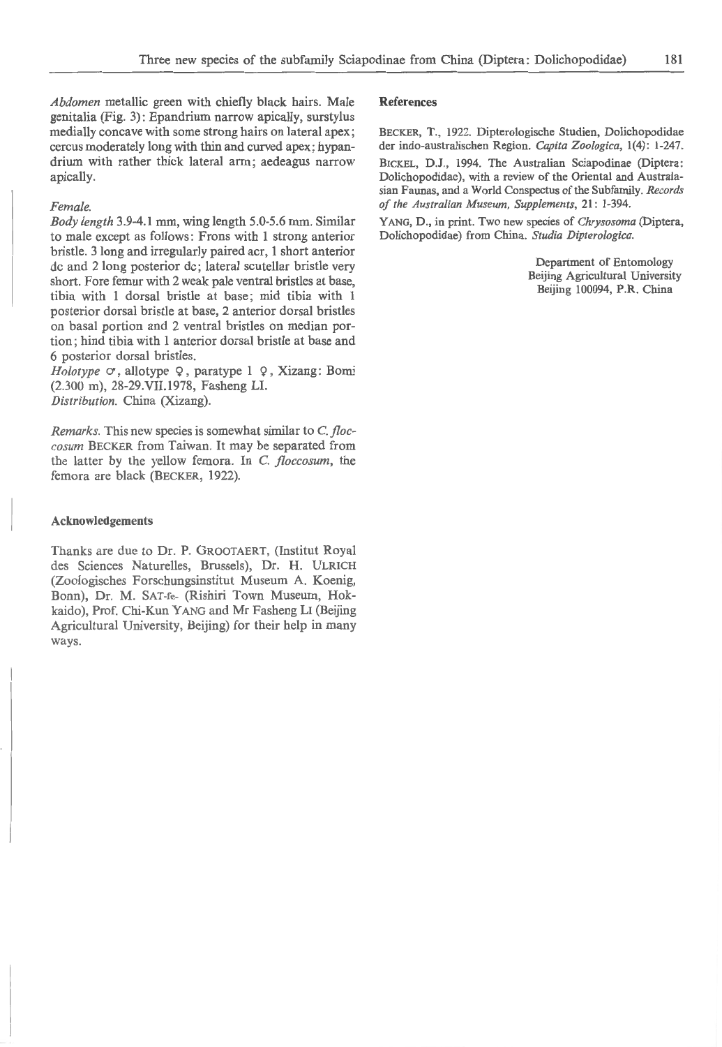*Abdomen* metallic green with chiefly black hairs. Male genitalia (Fig. 3): Epandrium narrow apically, surstylus medially concave with some strong hairs on lateral apex; cercus moderately long with thin and curved apex; hypandrium with rather thick lateral arm; aedeagus narrow apically.

*Female.*

*Body length* 3.9-4.1 mm, wing length 5.0-5.6 mm. Similar to male except as follows: Frons with 1 strong anterior bristle. 3 long and irregularly paired acr, 1 short anterior dc and 2 long posterior dc; lateral scutellar bristle very short. Fore femur with 2 weak pale ventral bristles at base, tibia with 1 dorsal bristle at base; mid tibia with 1 posterior dorsal bristle at base, 2 anterior dorsal bristles on basal portion and 2 ventral bristles on median portion; hind tibia with 1 anterior dorsal bristle at base and 6 posterior dorsal bristles.

*Holotype* ♂, allotype ♀, paratype 1 ♀, Xizang: Bomi (2.300 m), 28-29.VII.1978, Fasheng LI.

*Distribution.* China (Xizang).

*Remarks.* This new species is somewhat similar to *C. floccosum* BECKER from Taiwan. It may be separated from the latter by the yellow femora. In *C. floccosum*, the femora are black (BECKER, 1922).

### Acknowledgements

Thanks are due to Dr. P. GROOTAERT, (Institut Royal des Sciences Naturelles, Brussels), Dr. H. ULRICH (Zoologisches Forschungsinstitut Museum A. Koenig, Bonn), Dr. M. SAT-fe- (Rishiri Town Museum, Hokkaido), Prof. Chi-Kun YANG and Mr Fasheng LI (Beijing Agricultural University, Beijing) for their help in many ways.

### References

BECKER, T., 1922. Dipterologische Studien, Dolichopodidae der indo-australischen Region. *Capita Zoologica*, 1(4): 1-247.

BICKEL, D.J., 1994. The Australian Sciapodinae (Diptera: Dolichopodidae), with a review of the Oriental and Australasian Faunas, and a World Conspectus of the Subfamily. *Records of the Australian Museum, Supplements*, 21: 1-394.

YANG, D., in print. Two new species of *Chrysosoma* (Diptera, Dolichopodidae) from China. *Studia Dipterologica*.

Department of Entomology
Beijing Agricultural University
Beijing 100094, P.R. China